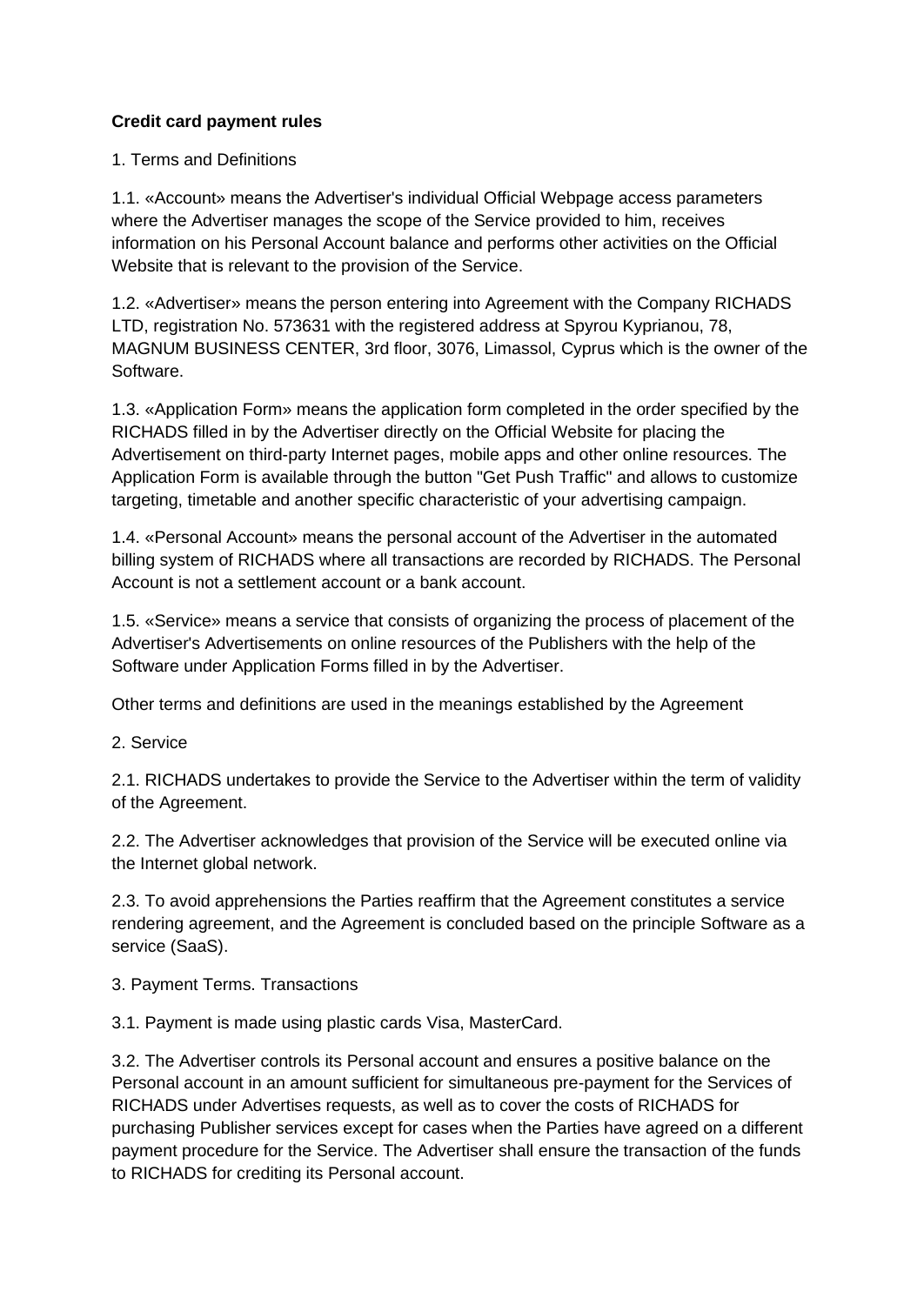**Credit card payment rules**

1. Terms and Definitions

1.1. «Account» means the Advertiser's individual Official Webpage access parameters where the Advertiser manages the scope of the Service provided to him, receives information on his Personal Account balance and performs other activities on the Official Website that is relevant to the provision of the Service.

1.2. «Advertiser» means the person entering into Agreement with the Company RICHADS LTD, registration No. 573631 with the registered address at Spyrou Kyprianou, 78, MAGNUM BUSINESS CENTER, 3rd floor, 3076, Limassol, Cyprus which is the owner of the Software.

1.3. «Application Form» means the application form completed in the order specified by the RICHADS filled in by the Advertiser directly on the Official Website for placing the Advertisement on third-party Internet pages, mobile apps and other online resources. The Application Form is available through the button "Get Push Traffic" and allows to customize targeting, timetable and another specific characteristic of your advertising campaign.

1.4. «Personal Account» means the personal account of the Advertiser in the automated billing system of RICHADS where all transactions are recorded by RICHADS. The Personal Account is not a settlement account or a bank account.

1.5. «Service» means a service that consists of organizing the process of placement of the Advertiser's Advertisements on online resources of the Publishers with the help of the Software under Application Forms filled in by the Advertiser.

Other terms and definitions are used in the meanings established by the Agreement

2. Service

2.1. RICHADS undertakes to provide the Service to the Advertiser within the term of validity of the Agreement.

2.2. The Advertiser acknowledges that provision of the Service will be executed online via the Internet global network.

2.3. To avoid apprehensions the Parties reaffirm that the Agreement constitutes a service rendering agreement, and the Agreement is concluded based on the principle Software as a service (SaaS).

3. Payment Terms. Transactions

3.1. Payment is made using plastic cards Visa, MasterCard.

3.2. The Advertiser controls its Personal account and ensures a positive balance on the Personal account in an amount sufficient for simultaneous pre-payment for the Services of RICHADS under Advertises requests, as well as to cover the costs of RICHADS for purchasing Publisher services except for cases when the Parties have agreed on a different payment procedure for the Service. The Advertiser shall ensure the transaction of the funds to RICHADS for crediting its Personal account.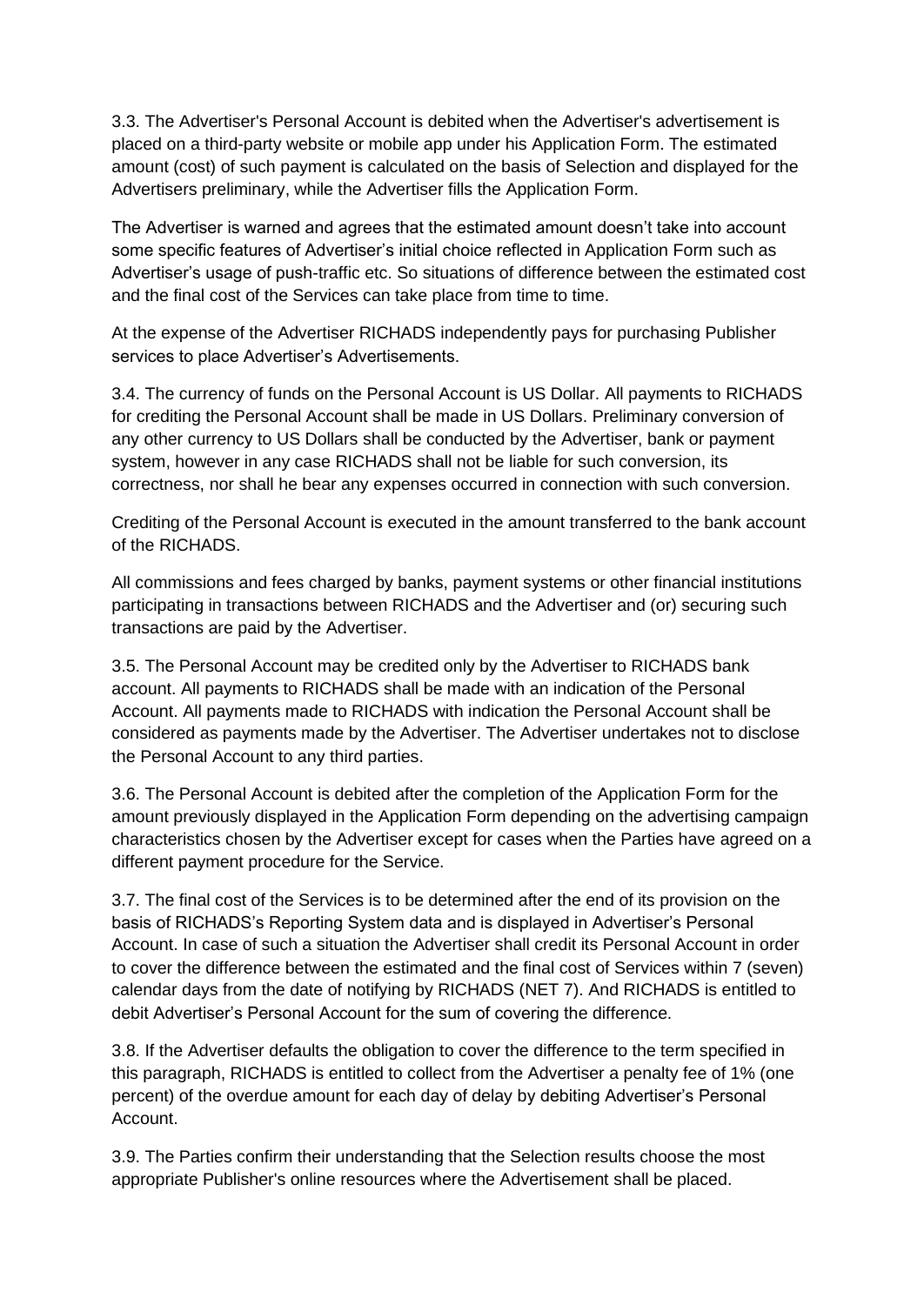3.3. The Advertiser's Personal Account is debited when the Advertiser's advertisement is placed on a third-party website or mobile app under his Application Form. The estimated amount (cost) of such payment is calculated on the basis of Selection and displayed for the Advertisers preliminary, while the Advertiser fills the Application Form.

The Advertiser is warned and agrees that the estimated amount doesn't take into account some specific features of Advertiser's initial choice reflected in Application Form such as Advertiser's usage of push-traffic etc. So situations of difference between the estimated cost and the final cost of the Services can take place from time to time.

At the expense of the Advertiser RICHADS independently pays for purchasing Publisher services to place Advertiser's Advertisements.

3.4. The currency of funds on the Personal Account is US Dollar. All payments to RICHADS for crediting the Personal Account shall be made in US Dollars. Preliminary conversion of any other currency to US Dollars shall be conducted by the Advertiser, bank or payment system, however in any case RICHADS shall not be liable for such conversion, its correctness, nor shall he bear any expenses occurred in connection with such conversion.

Crediting of the Personal Account is executed in the amount transferred to the bank account of the RICHADS.

All commissions and fees charged by banks, payment systems or other financial institutions participating in transactions between RICHADS and the Advertiser and (or) securing such transactions are paid by the Advertiser.

3.5. The Personal Account may be credited only by the Advertiser to RICHADS bank account. All payments to RICHADS shall be made with an indication of the Personal Account. All payments made to RICHADS with indication the Personal Account shall be considered as payments made by the Advertiser. The Advertiser undertakes not to disclose the Personal Account to any third parties.

3.6. The Personal Account is debited after the completion of the Application Form for the amount previously displayed in the Application Form depending on the advertising campaign characteristics chosen by the Advertiser except for cases when the Parties have agreed on a different payment procedure for the Service.

3.7. The final cost of the Services is to be determined after the end of its provision on the basis of RICHADS's Reporting System data and is displayed in Advertiser's Personal Account. In case of such a situation the Advertiser shall credit its Personal Account in order to cover the difference between the estimated and the final cost of Services within 7 (seven) calendar days from the date of notifying by RICHADS (NET 7). And RICHADS is entitled to debit Advertiser's Personal Account for the sum of covering the difference.

3.8. If the Advertiser defaults the obligation to cover the difference to the term specified in this paragraph, RICHADS is entitled to collect from the Advertiser a penalty fee of 1% (one percent) of the overdue amount for each day of delay by debiting Advertiser's Personal Account.

3.9. The Parties confirm their understanding that the Selection results choose the most appropriate Publisher's online resources where the Advertisement shall be placed.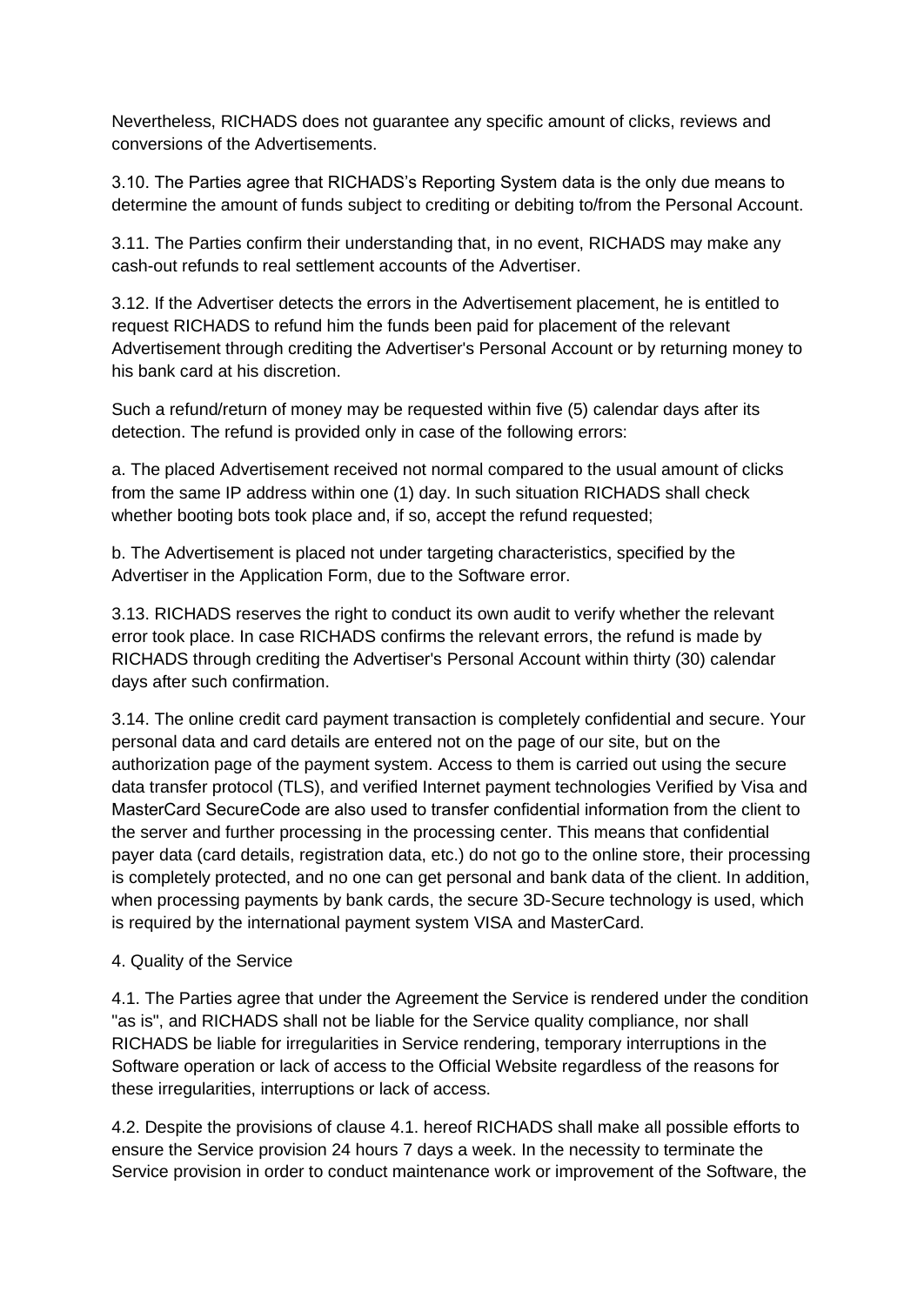Nevertheless, RICHADS does not guarantee any specific amount of clicks, reviews and conversions of the Advertisements.

3.10. The Parties agree that RICHADS's Reporting System data is the only due means to determine the amount of funds subject to crediting or debiting to/from the Personal Account.

3.11. The Parties confirm their understanding that, in no event, RICHADS may make any cash-out refunds to real settlement accounts of the Advertiser.

3.12. If the Advertiser detects the errors in the Advertisement placement, he is entitled to request RICHADS to refund him the funds been paid for placement of the relevant Advertisement through crediting the Advertiser's Personal Account or by returning money to his bank card at his discretion.

Such a refund/return of money may be requested within five (5) calendar days after its detection. The refund is provided only in case of the following errors:

a. The placed Advertisement received not normal compared to the usual amount of clicks from the same IP address within one (1) day. In such situation RICHADS shall check whether booting bots took place and, if so, accept the refund requested;

b. The Advertisement is placed not under targeting characteristics, specified by the Advertiser in the Application Form, due to the Software error.

3.13. RICHADS reserves the right to conduct its own audit to verify whether the relevant error took place. In case RICHADS confirms the relevant errors, the refund is made by RICHADS through crediting the Advertiser's Personal Account within thirty (30) calendar days after such confirmation.

3.14. The online credit card payment transaction is completely confidential and secure. Your personal data and card details are entered not on the page of our site, but on the authorization page of the payment system. Access to them is carried out using the secure data transfer protocol (TLS), and verified Internet payment technologies Verified by Visa and MasterCard SecureCode are also used to transfer confidential information from the client to the server and further processing in the processing center. This means that confidential payer data (card details, registration data, etc.) do not go to the online store, their processing is completely protected, and no one can get personal and bank data of the client. In addition, when processing payments by bank cards, the secure 3D-Secure technology is used, which is required by the international payment system VISA and MasterCard.

4. Quality of the Service

4.1. The Parties agree that under the Agreement the Service is rendered under the condition "as is", and RICHADS shall not be liable for the Service quality compliance, nor shall RICHADS be liable for irregularities in Service rendering, temporary interruptions in the Software operation or lack of access to the Official Website regardless of the reasons for these irregularities, interruptions or lack of access.

4.2. Despite the provisions of clause 4.1. hereof RICHADS shall make all possible efforts to ensure the Service provision 24 hours 7 days a week. In the necessity to terminate the Service provision in order to conduct maintenance work or improvement of the Software, the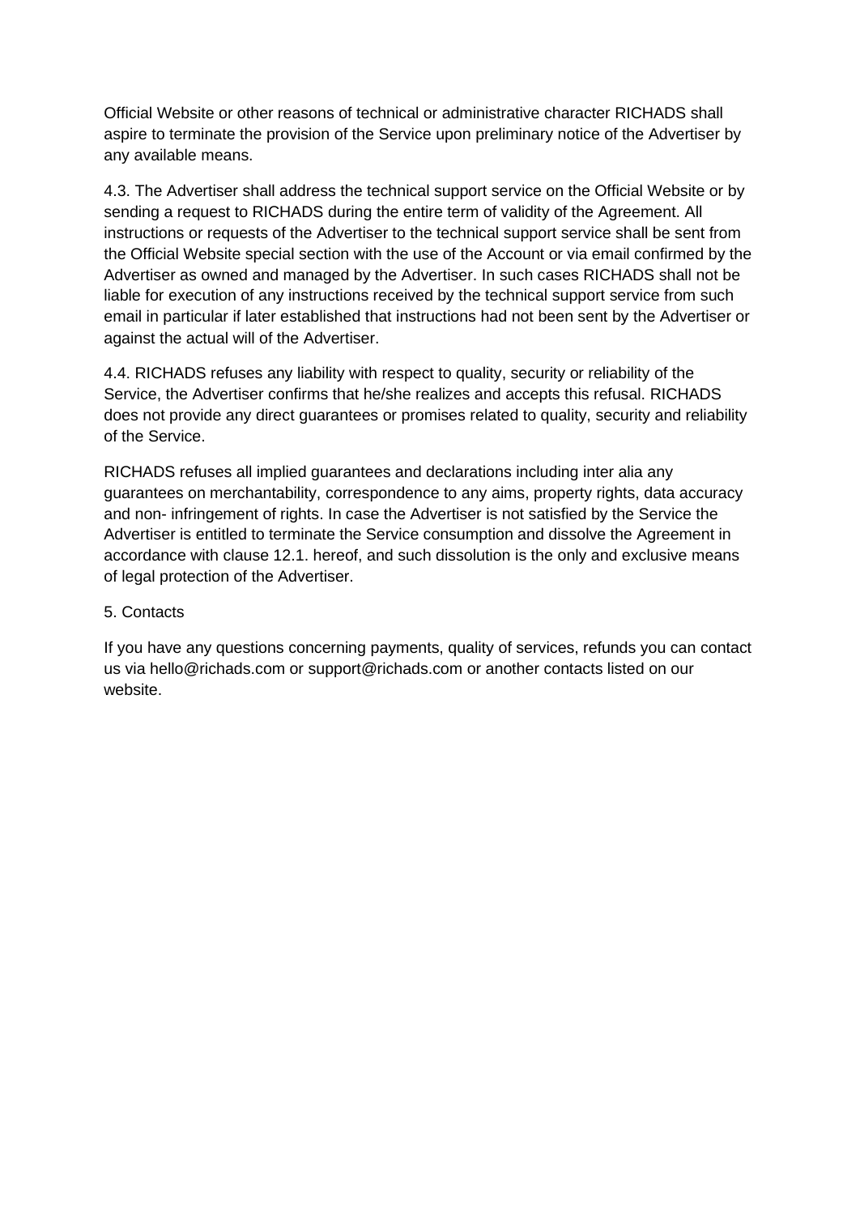Official Website or other reasons of technical or administrative character RICHADS shall aspire to terminate the provision of the Service upon preliminary notice of the Advertiser by any available means.

4.3. The Advertiser shall address the technical support service on the Official Website or by sending a request to RICHADS during the entire term of validity of the Agreement. All instructions or requests of the Advertiser to the technical support service shall be sent from the Official Website special section with the use of the Account or via email confirmed by the Advertiser as owned and managed by the Advertiser. In such cases RICHADS shall not be liable for execution of any instructions received by the technical support service from such email in particular if later established that instructions had not been sent by the Advertiser or against the actual will of the Advertiser.

4.4. RICHADS refuses any liability with respect to quality, security or reliability of the Service, the Advertiser confirms that he/she realizes and accepts this refusal. RICHADS does not provide any direct guarantees or promises related to quality, security and reliability of the Service.

RICHADS refuses all implied guarantees and declarations including inter alia any guarantees on merchantability, correspondence to any aims, property rights, data accuracy and non- infringement of rights. In case the Advertiser is not satisfied by the Service the Advertiser is entitled to terminate the Service consumption and dissolve the Agreement in accordance with clause 12.1. hereof, and such dissolution is the only and exclusive means of legal protection of the Advertiser.

5. Contacts

If you have any questions concerning payments, quality of services, refunds you can contact us via hello@richads.com or support@richads.com or another contacts listed on our website.